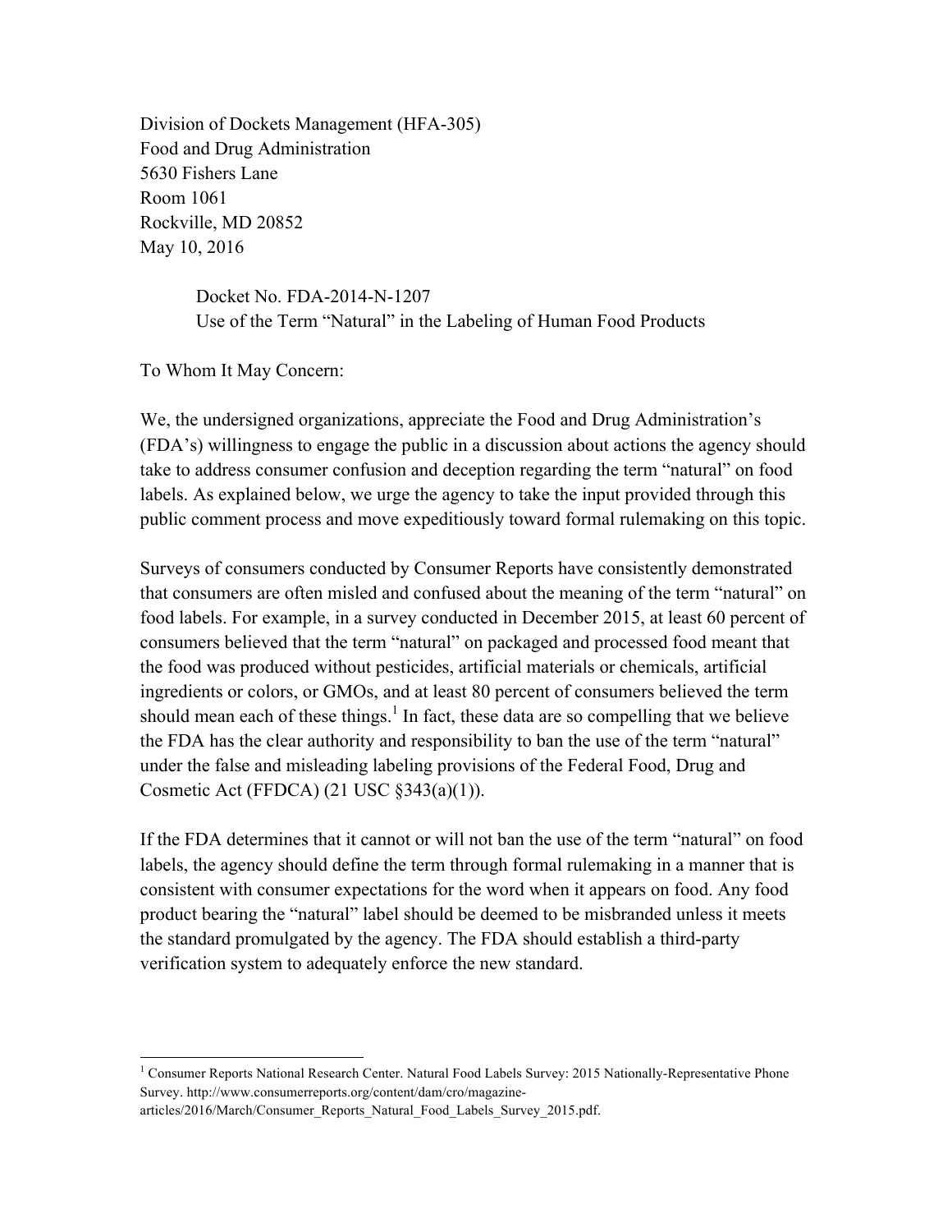Division of Dockets Management (HFA-305)
Food and Drug Administration
5630 Fishers Lane
Room 1061
Rockville, MD 20852
May 10, 2016

Docket No. FDA-2014-N-1207
Use of the Term "Natural" in the Labeling of Human Food Products

To Whom It May Concern:

We, the undersigned organizations, appreciate the Food and Drug Administration's (FDA's) willingness to engage the public in a discussion about actions the agency should take to address consumer confusion and deception regarding the term "natural" on food labels. As explained below, we urge the agency to take the input provided through this public comment process and move expeditiously toward formal rulemaking on this topic.

Surveys of consumers conducted by Consumer Reports have consistently demonstrated that consumers are often misled and confused about the meaning of the term "natural" on food labels. For example, in a survey conducted in December 2015, at least 60 percent of consumers believed that the term "natural" on packaged and processed food meant that the food was produced without pesticides, artificial materials or chemicals, artificial ingredients or colors, or GMOs, and at least 80 percent of consumers believed the term should mean each of these things.[1] In fact, these data are so compelling that we believe the FDA has the clear authority and responsibility to ban the use of the term "natural" under the false and misleading labeling provisions of the Federal Food, Drug and Cosmetic Act (FFDCA) (21 USC §343(a)(1)).

If the FDA determines that it cannot or will not ban the use of the term "natural" on food labels, the agency should define the term through formal rulemaking in a manner that is consistent with consumer expectations for the word when it appears on food. Any food product bearing the "natural" label should be deemed to be misbranded unless it meets the standard promulgated by the agency. The FDA should establish a third-party verification system to adequately enforce the new standard.

---

[1] Consumer Reports National Research Center. Natural Food Labels Survey: 2015 Nationally-Representative Phone Survey. http://www.consumerreports.org/content/dam/cro/magazine-articles/2016/March/Consumer_Reports_Natural_Food_Labels_Survey_2015.pdf.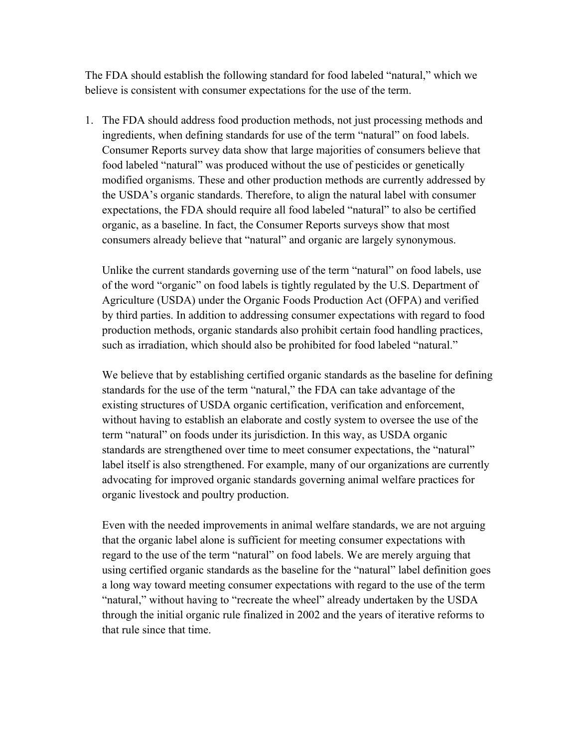The FDA should establish the following standard for food labeled "natural," which we believe is consistent with consumer expectations for the use of the term.

1. The FDA should address food production methods, not just processing methods and ingredients, when defining standards for use of the term "natural" on food labels. Consumer Reports survey data show that large majorities of consumers believe that food labeled "natural" was produced without the use of pesticides or genetically modified organisms. These and other production methods are currently addressed by the USDA's organic standards. Therefore, to align the natural label with consumer expectations, the FDA should require all food labeled "natural" to also be certified organic, as a baseline. In fact, the Consumer Reports surveys show that most consumers already believe that "natural" and organic are largely synonymous.

   Unlike the current standards governing use of the term "natural" on food labels, use of the word "organic" on food labels is tightly regulated by the U.S. Department of Agriculture (USDA) under the Organic Foods Production Act (OFPA) and verified by third parties. In addition to addressing consumer expectations with regard to food production methods, organic standards also prohibit certain food handling practices, such as irradiation, which should also be prohibited for food labeled "natural."

   We believe that by establishing certified organic standards as the baseline for defining standards for the use of the term "natural," the FDA can take advantage of the existing structures of USDA organic certification, verification and enforcement, without having to establish an elaborate and costly system to oversee the use of the term "natural" on foods under its jurisdiction. In this way, as USDA organic standards are strengthened over time to meet consumer expectations, the "natural" label itself is also strengthened. For example, many of our organizations are currently advocating for improved organic standards governing animal welfare practices for organic livestock and poultry production.

   Even with the needed improvements in animal welfare standards, we are not arguing that the organic label alone is sufficient for meeting consumer expectations with regard to the use of the term "natural" on food labels. We are merely arguing that using certified organic standards as the baseline for the "natural" label definition goes a long way toward meeting consumer expectations with regard to the use of the term "natural," without having to "recreate the wheel" already undertaken by the USDA through the initial organic rule finalized in 2002 and the years of iterative reforms to that rule since that time.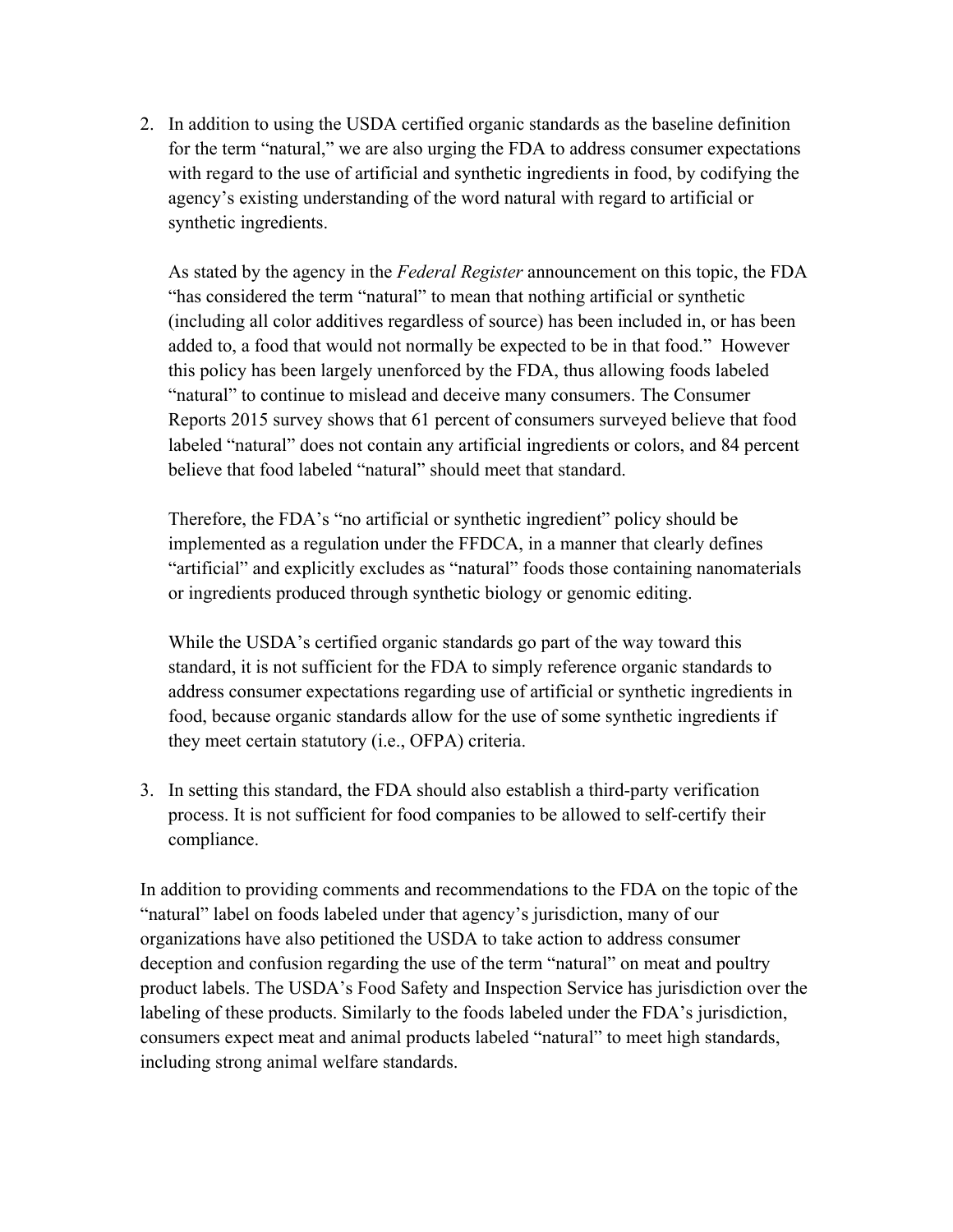2. In addition to using the USDA certified organic standards as the baseline definition for the term "natural," we are also urging the FDA to address consumer expectations with regard to the use of artificial and synthetic ingredients in food, by codifying the agency's existing understanding of the word natural with regard to artificial or synthetic ingredients.

   As stated by the agency in the *Federal Register* announcement on this topic, the FDA "has considered the term "natural" to mean that nothing artificial or synthetic (including all color additives regardless of source) has been included in, or has been added to, a food that would not normally be expected to be in that food." However this policy has been largely unenforced by the FDA, thus allowing foods labeled "natural" to continue to mislead and deceive many consumers. The Consumer Reports 2015 survey shows that 61 percent of consumers surveyed believe that food labeled "natural" does not contain any artificial ingredients or colors, and 84 percent believe that food labeled "natural" should meet that standard.

   Therefore, the FDA's "no artificial or synthetic ingredient" policy should be implemented as a regulation under the FFDCA, in a manner that clearly defines "artificial" and explicitly excludes as "natural" foods those containing nanomaterials or ingredients produced through synthetic biology or genomic editing.

   While the USDA's certified organic standards go part of the way toward this standard, it is not sufficient for the FDA to simply reference organic standards to address consumer expectations regarding use of artificial or synthetic ingredients in food, because organic standards allow for the use of some synthetic ingredients if they meet certain statutory (i.e., OFPA) criteria.

3. In setting this standard, the FDA should also establish a third-party verification process. It is not sufficient for food companies to be allowed to self-certify their compliance.

In addition to providing comments and recommendations to the FDA on the topic of the "natural" label on foods labeled under that agency's jurisdiction, many of our organizations have also petitioned the USDA to take action to address consumer deception and confusion regarding the use of the term "natural" on meat and poultry product labels. The USDA's Food Safety and Inspection Service has jurisdiction over the labeling of these products. Similarly to the foods labeled under the FDA's jurisdiction, consumers expect meat and animal products labeled "natural" to meet high standards, including strong animal welfare standards.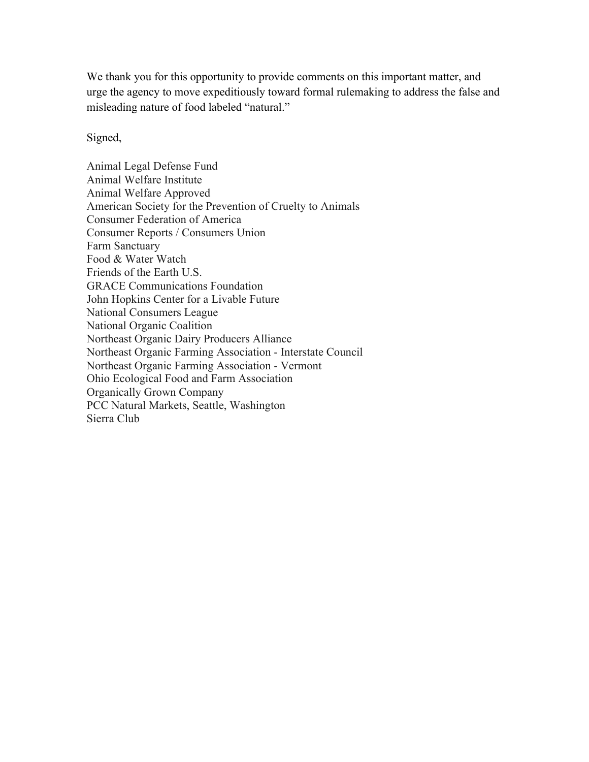We thank you for this opportunity to provide comments on this important matter, and urge the agency to move expeditiously toward formal rulemaking to address the false and misleading nature of food labeled "natural."

Signed,

Animal Legal Defense Fund  
Animal Welfare Institute  
Animal Welfare Approved  
American Society for the Prevention of Cruelty to Animals  
Consumer Federation of America  
Consumer Reports / Consumers Union  
Farm Sanctuary  
Food & Water Watch  
Friends of the Earth U.S.  
GRACE Communications Foundation  
John Hopkins Center for a Livable Future  
National Consumers League  
National Organic Coalition  
Northeast Organic Dairy Producers Alliance  
Northeast Organic Farming Association - Interstate Council  
Northeast Organic Farming Association - Vermont  
Ohio Ecological Food and Farm Association  
Organically Grown Company  
PCC Natural Markets, Seattle, Washington  
Sierra Club